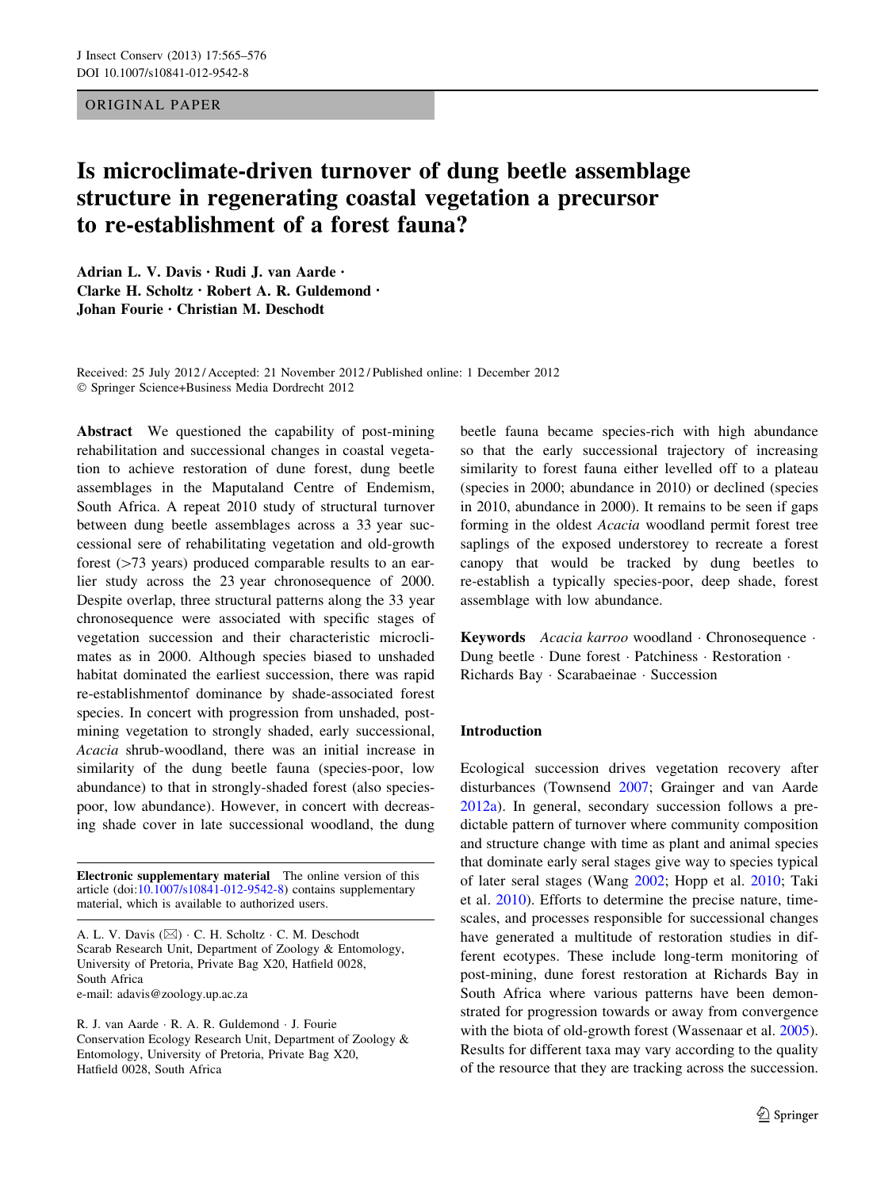ORIGINAL PAPER

# Is microclimate-driven turnover of dung beetle assemblage structure in regenerating coastal vegetation a precursor to re-establishment of a forest fauna?

Adrian L. V. Davis · Rudi J. van Aarde · Clarke H. Scholtz · Robert A. R. Guldemond · Johan Fourie · Christian M. Deschodt

Received: 25 July 2012 / Accepted: 21 November 2012 / Published online: 1 December 2012
© Springer Science+Business Media Dordrecht 2012

**Abstract** We questioned the capability of post-mining rehabilitation and successional changes in coastal vegetation to achieve restoration of dune forest, dung beetle assemblages in the Maputaland Centre of Endemism, South Africa. A repeat 2010 study of structural turnover between dung beetle assemblages across a 33 year successional sere of rehabilitating vegetation and old-growth forest (>73 years) produced comparable results to an earlier study across the 23 year chronosequence of 2000. Despite overlap, three structural patterns along the 33 year chronosequence were associated with specific stages of vegetation succession and their characteristic microclimates as in 2000. Although species biased to unshaded habitat dominated the earliest succession, there was rapid re-establishmentof dominance by shade-associated forest species. In concert with progression from unshaded, post-mining vegetation to strongly shaded, early successional, *Acacia* shrub-woodland, there was an initial increase in similarity of the dung beetle fauna (species-poor, low abundance) to that in strongly-shaded forest (also species-poor, low abundance). However, in concert with decreasing shade cover in late successional woodland, the dung beetle fauna became species-rich with high abundance so that the early successional trajectory of increasing similarity to forest fauna either levelled off to a plateau (species in 2000; abundance in 2010) or declined (species in 2010, abundance in 2000). It remains to be seen if gaps forming in the oldest *Acacia* woodland permit forest tree saplings of the exposed understorey to recreate a forest canopy that would be tracked by dung beetles to re-establish a typically species-poor, deep shade, forest assemblage with low abundance.

**Keywords** *Acacia karroo* woodland · Chronosequence · Dung beetle · Dune forest · Patchiness · Restoration · Richards Bay · Scarabaeinae · Succession

**Electronic supplementary material** The online version of this article (doi:10.1007/s10841-012-9542-8) contains supplementary material, which is available to authorized users.

A. L. V. Davis (✉) · C. H. Scholtz · C. M. Deschodt
Scarab Research Unit, Department of Zoology & Entomology, University of Pretoria, Private Bag X20, Hatfield 0028, South Africa
e-mail: adavis@zoology.up.ac.za

R. J. van Aarde · R. A. R. Guldemond · J. Fourie
Conservation Ecology Research Unit, Department of Zoology & Entomology, University of Pretoria, Private Bag X20, Hatfield 0028, South Africa

## Introduction

Ecological succession drives vegetation recovery after disturbances (Townsend 2007; Grainger and van Aarde 2012a). In general, secondary succession follows a predictable pattern of turnover where community composition and structure change with time as plant and animal species that dominate early seral stages give way to species typical of later seral stages (Wang 2002; Hopp et al. 2010; Taki et al. 2010). Efforts to determine the precise nature, timescales, and processes responsible for successional changes have generated a multitude of restoration studies in different ecotypes. These include long-term monitoring of post-mining, dune forest restoration at Richards Bay in South Africa where various patterns have been demonstrated for progression towards or away from convergence with the biota of old-growth forest (Wassenaar et al. 2005). Results for different taxa may vary according to the quality of the resource that they are tracking across the succession.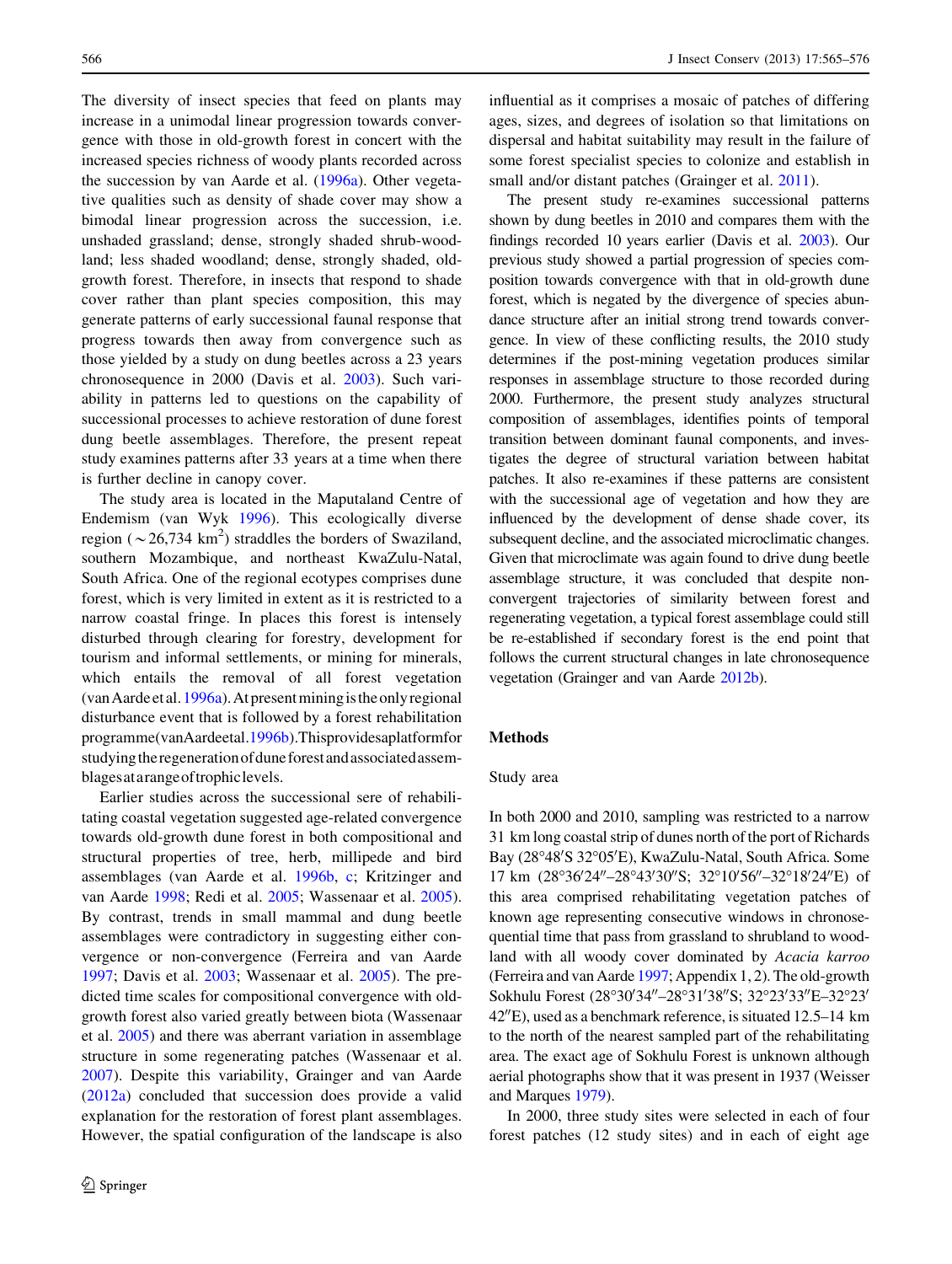The diversity of insect species that feed on plants may increase in a unimodal linear progression towards convergence with those in old-growth forest in concert with the increased species richness of woody plants recorded across the succession by van Aarde et al. (1996a). Other vegetative qualities such as density of shade cover may show a bimodal linear progression across the succession, i.e. unshaded grassland; dense, strongly shaded shrub-woodland; less shaded woodland; dense, strongly shaded, old-growth forest. Therefore, in insects that respond to shade cover rather than plant species composition, this may generate patterns of early successional faunal response that progress towards then away from convergence such as those yielded by a study on dung beetles across a 23 years chronosequence in 2000 (Davis et al. 2003). Such variability in patterns led to questions on the capability of successional processes to achieve restoration of dune forest dung beetle assemblages. Therefore, the present repeat study examines patterns after 33 years at a time when there is further decline in canopy cover.

The study area is located in the Maputaland Centre of Endemism (van Wyk 1996). This ecologically diverse region ($\sim$26,734 km$^2$) straddles the borders of Swaziland, southern Mozambique, and northeast KwaZulu-Natal, South Africa. One of the regional ecotypes comprises dune forest, which is very limited in extent as it is restricted to a narrow coastal fringe. In places this forest is intensely disturbed through clearing for forestry, development for tourism and informal settlements, or mining for minerals, which entails the removal of all forest vegetation (van Aarde et al. 1996a). At present mining is the only regional disturbance event that is followed by a forest rehabilitation programme (van Aarde et al. 1996b). This provides a platform for studying the regeneration of dune forest and associated assemblages at a range of trophic levels.

Earlier studies across the successional sere of rehabilitating coastal vegetation suggested age-related convergence towards old-growth dune forest in both compositional and structural properties of tree, herb, millipede and bird assemblages (van Aarde et al. 1996b, c; Kritzinger and van Aarde 1998; Redi et al. 2005; Wassenaar et al. 2005). By contrast, trends in small mammal and dung beetle assemblages were contradictory in suggesting either convergence or non-convergence (Ferreira and van Aarde 1997; Davis et al. 2003; Wassenaar et al. 2005). The predicted time scales for compositional convergence with old-growth forest also varied greatly between biota (Wassenaar et al. 2005) and there was aberrant variation in assemblage structure in some regenerating patches (Wassenaar et al. 2007). Despite this variability, Grainger and van Aarde (2012a) concluded that succession does provide a valid explanation for the restoration of forest plant assemblages. However, the spatial configuration of the landscape is also influential as it comprises a mosaic of patches of differing ages, sizes, and degrees of isolation so that limitations on dispersal and habitat suitability may result in the failure of some forest specialist species to colonize and establish in small and/or distant patches (Grainger et al. 2011).

The present study re-examines successional patterns shown by dung beetles in 2010 and compares them with the findings recorded 10 years earlier (Davis et al. 2003). Our previous study showed a partial progression of species composition towards convergence with that in old-growth dune forest, which is negated by the divergence of species abundance structure after an initial strong trend towards convergence. In view of these conflicting results, the 2010 study determines if the post-mining vegetation produces similar responses in assemblage structure to those recorded during 2000. Furthermore, the present study analyzes structural composition of assemblages, identifies points of temporal transition between dominant faunal components, and investigates the degree of structural variation between habitat patches. It also re-examines if these patterns are consistent with the successional age of vegetation and how they are influenced by the development of dense shade cover, its subsequent decline, and the associated microclimatic changes. Given that microclimate was again found to drive dung beetle assemblage structure, it was concluded that despite non-convergent trajectories of similarity between forest and regenerating vegetation, a typical forest assemblage could still be re-established if secondary forest is the end point that follows the current structural changes in late chronosequence vegetation (Grainger and van Aarde 2012b).

## Methods

### Study area

In both 2000 and 2010, sampling was restricted to a narrow 31 km long coastal strip of dunes north of the port of Richards Bay (28°48′S 32°05′E), KwaZulu-Natal, South Africa. Some 17 km (28°36′24″–28°43′30″S; 32°10′56″–32°18′24″E) of this area comprised rehabilitating vegetation patches of known age representing consecutive windows in chronosequential time that pass from grassland to shrubland to woodland with all woody cover dominated by *Acacia karroo* (Ferreira and van Aarde 1997; Appendix 1, 2). The old-growth Sokhulu Forest (28°30′34″–28°31′38″S; 32°23′33″E–32°23′42″E), used as a benchmark reference, is situated 12.5–14 km to the north of the nearest sampled part of the rehabilitating area. The exact age of Sokhulu Forest is unknown although aerial photographs show that it was present in 1937 (Weisser and Marques 1979).

In 2000, three study sites were selected in each of four forest patches (12 study sites) and in each of eight age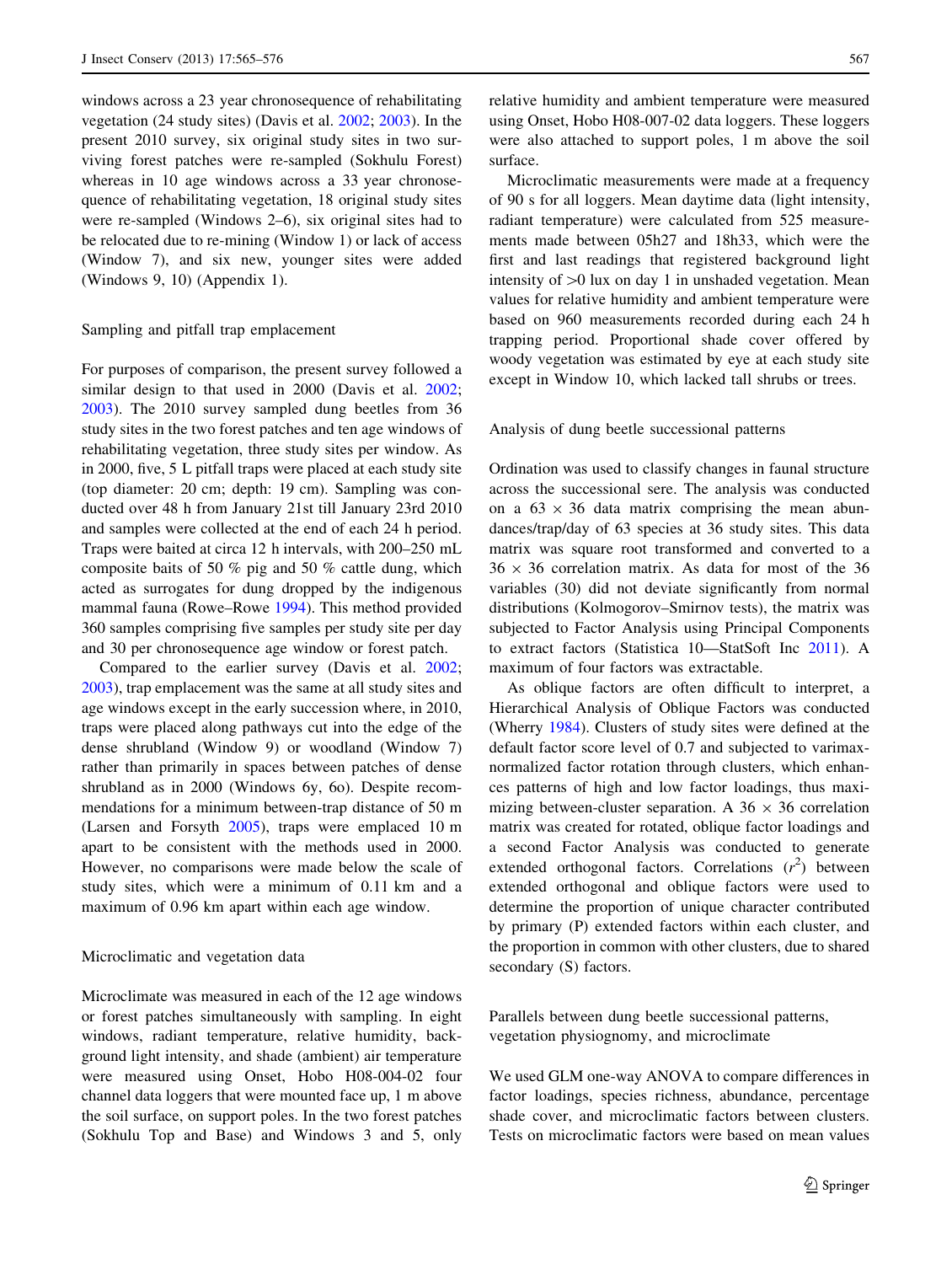windows across a 23 year chronosequence of rehabilitating vegetation (24 study sites) (Davis et al. 2002; 2003). In the present 2010 survey, six original study sites in two surviving forest patches were re-sampled (Sokhulu Forest) whereas in 10 age windows across a 33 year chronosequence of rehabilitating vegetation, 18 original study sites were re-sampled (Windows 2–6), six original sites had to be relocated due to re-mining (Window 1) or lack of access (Window 7), and six new, younger sites were added (Windows 9, 10) (Appendix 1).

### Sampling and pitfall trap emplacement

For purposes of comparison, the present survey followed a similar design to that used in 2000 (Davis et al. 2002; 2003). The 2010 survey sampled dung beetles from 36 study sites in the two forest patches and ten age windows of rehabilitating vegetation, three study sites per window. As in 2000, five, 5 L pitfall traps were placed at each study site (top diameter: 20 cm; depth: 19 cm). Sampling was conducted over 48 h from January 21st till January 23rd 2010 and samples were collected at the end of each 24 h period. Traps were baited at circa 12 h intervals, with 200–250 mL composite baits of 50 % pig and 50 % cattle dung, which acted as surrogates for dung dropped by the indigenous mammal fauna (Rowe–Rowe 1994). This method provided 360 samples comprising five samples per study site per day and 30 per chronosequence age window or forest patch.

Compared to the earlier survey (Davis et al. 2002; 2003), trap emplacement was the same at all study sites and age windows except in the early succession where, in 2010, traps were placed along pathways cut into the edge of the dense shrubland (Window 9) or woodland (Window 7) rather than primarily in spaces between patches of dense shrubland as in 2000 (Windows 6y, 6o). Despite recommendations for a minimum between-trap distance of 50 m (Larsen and Forsyth 2005), traps emplaced 10 m apart to be consistent with the methods used in 2000. However, no comparisons were made below the scale of study sites, which were a minimum of 0.11 km and a maximum of 0.96 km apart within each age window.

### Microclimatic and vegetation data

Microclimate was measured in each of the 12 age windows or forest patches simultaneously with sampling. In eight windows, radiant temperature, relative humidity, background light intensity, and shade (ambient) air temperature were measured using Onset, Hobo H08-004-02 four channel data loggers that were mounted face up, 1 m above the soil surface, on support poles. In the two forest patches (Sokhulu Top and Base) and Windows 3 and 5, only relative humidity and ambient temperature were measured using Onset, Hobo H08-007-02 data loggers. These loggers were also attached to support poles, 1 m above the soil surface.

Microclimatic measurements were made at a frequency of 90 s for all loggers. Mean daytime data (light intensity, radiant temperature) were calculated from 525 measurements made between 05h27 and 18h33, which were the first and last readings that registered background light intensity of >0 lux on day 1 in unshaded vegetation. Mean values for relative humidity and ambient temperature were based on 960 measurements recorded during each 24 h trapping period. Proportional shade cover offered by woody vegetation was estimated by eye at each study site except in Window 10, which lacked tall shrubs or trees.

### Analysis of dung beetle successional patterns

Ordination was used to classify changes in faunal structure across the successional sere. The analysis was conducted on a $63 \times 36$ data matrix comprising the mean abundances/trap/day of 63 species at 36 study sites. This data matrix was square root transformed and converted to a $36 \times 36$ correlation matrix. As data for most of the 36 variables (30) did not deviate significantly from normal distributions (Kolmogorov–Smirnov tests), the matrix was subjected to Factor Analysis using Principal Components to extract factors (Statistica 10—StatSoft Inc 2011). A maximum of four factors was extractable.

As oblique factors are often difficult to interpret, a Hierarchical Analysis of Oblique Factors was conducted (Wherry 1984). Clusters of study sites were defined at the default factor score level of 0.7 and subjected to varimax-normalized factor rotation through clusters, which enhances patterns of high and low factor loadings, thus maximizing between-cluster separation. A $36 \times 36$ correlation matrix was created for rotated, oblique factor loadings and a second Factor Analysis was conducted to generate extended orthogonal factors. Correlations ($r^2$) between extended orthogonal and oblique factors were used to determine the proportion of unique character contributed by primary (P) extended factors within each cluster, and the proportion in common with other clusters, due to shared secondary (S) factors.

### Parallels between dung beetle successional patterns, vegetation physiognomy, and microclimate

We used GLM one-way ANOVA to compare differences in factor loadings, species richness, abundance, percentage shade cover, and microclimatic factors between clusters. Tests on microclimatic factors were based on mean values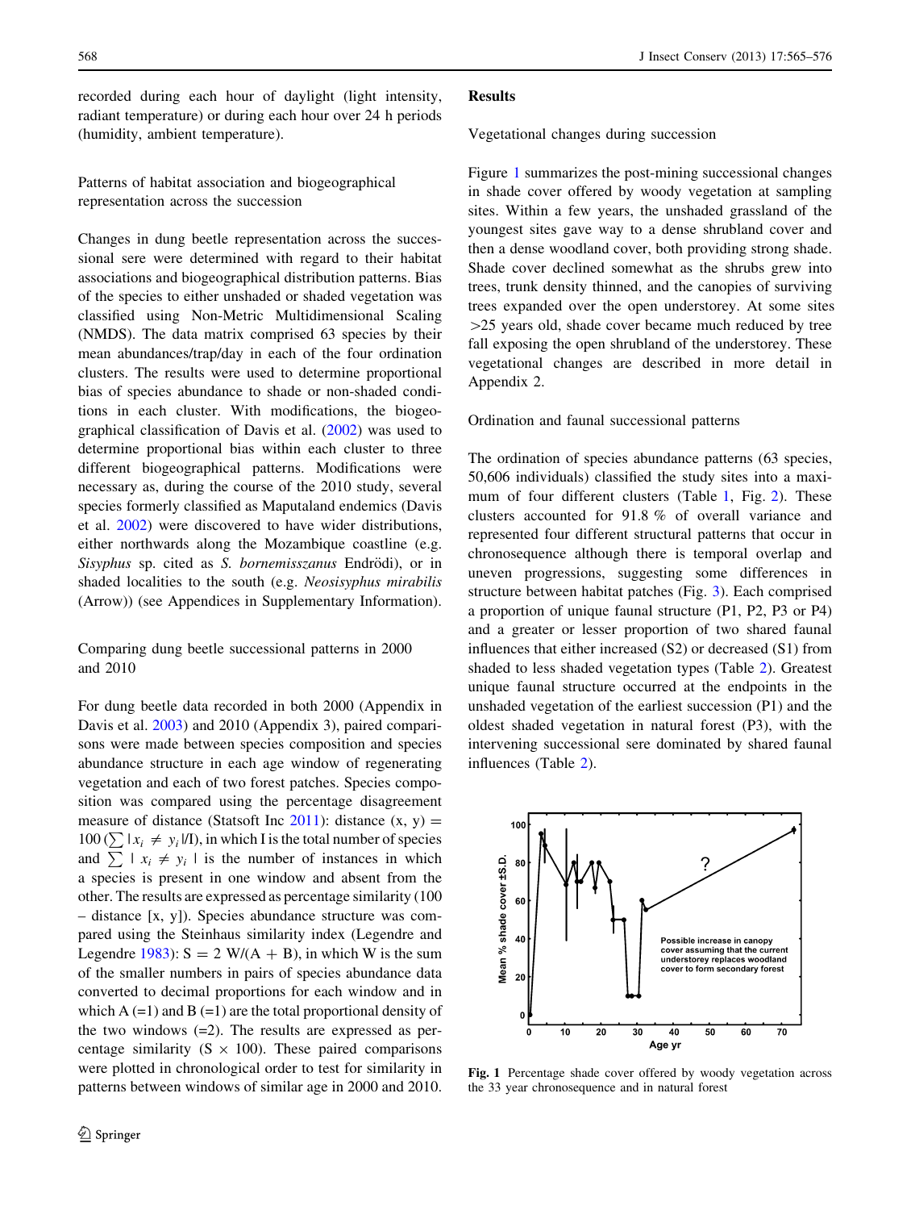recorded during each hour of daylight (light intensity, radiant temperature) or during each hour over 24 h periods (humidity, ambient temperature).

### Patterns of habitat association and biogeographical representation across the succession

Changes in dung beetle representation across the successional sere were determined with regard to their habitat associations and biogeographical distribution patterns. Bias of the species to either unshaded or shaded vegetation was classified using Non-Metric Multidimensional Scaling (NMDS). The data matrix comprised 63 species by their mean abundances/trap/day in each of the four ordination clusters. The results were used to determine proportional bias of species abundance to shade or non-shaded conditions in each cluster. With modifications, the biogeographical classification of Davis et al. (2002) was used to determine proportional bias within each cluster to three different biogeographical patterns. Modifications were necessary as, during the course of the 2010 study, several species formerly classified as Maputaland endemics (Davis et al. 2002) were discovered to have wider distributions, either northwards along the Mozambique coastline (e.g. *Sisyphus* sp. cited as *S. bornemisszanus* Endrödi), or in shaded localities to the south (e.g. *Neosisyphus mirabilis* (Arrow)) (see Appendices in Supplementary Information).

### Comparing dung beetle successional patterns in 2000 and 2010

For dung beetle data recorded in both 2000 (Appendix in Davis et al. 2003) and 2010 (Appendix 3), paired comparisons were made between species composition and species abundance structure in each age window of regenerating vegetation and each of two forest patches. Species composition was compared using the percentage disagreement measure of distance (Statsoft Inc 2011): distance (x, y) = 100 ($\sum |x_i \neq y_i|$/I), in which I is the total number of species and $\sum | x_i \neq y_i |$ is the number of instances in which a species is present in one window and absent from the other. The results are expressed as percentage similarity (100 – distance [x, y]). Species abundance structure was compared using the Steinhaus similarity index (Legendre and Legendre 1983): S = 2 W/(A + B), in which W is the sum of the smaller numbers in pairs of species abundance data converted to decimal proportions for each window and in which A (=1) and B (=1) are the total proportional density of the two windows (=2). The results are expressed as percentage similarity (S × 100). These paired comparisons were plotted in chronological order to test for similarity in patterns between windows of similar age in 2000 and 2010.

## Results

### Vegetational changes during succession

Figure 1 summarizes the post-mining successional changes in shade cover offered by woody vegetation at sampling sites. Within a few years, the unshaded grassland of the youngest sites gave way to a dense shrubland cover and then a dense woodland cover, both providing strong shade. Shade cover declined somewhat as the shrubs grew into trees, trunk density thinned, and the canopies of surviving trees expanded over the open understorey. At some sites >25 years old, shade cover became much reduced by tree fall exposing the open shrubland of the understorey. These vegetational changes are described in more detail in Appendix 2.

### Ordination and faunal successional patterns

The ordination of species abundance patterns (63 species, 50,606 individuals) classified the study sites into a maximum of four different clusters (Table 1, Fig. 2). These clusters accounted for 91.8 % of overall variance and represented four different structural patterns that occur in chronosequence although there is temporal overlap and uneven progressions, suggesting some differences in structure between habitat patches (Fig. 3). Each comprised a proportion of unique faunal structure (P1, P2, P3 or P4) and a greater or lesser proportion of two shared faunal influences that either increased (S2) or decreased (S1) from shaded to less shaded vegetation types (Table 2). Greatest unique faunal structure occurred at the endpoints in the unshaded vegetation of the earliest succession (P1) and the oldest shaded vegetation in natural forest (P3), with the intervening successional sere dominated by shared faunal influences (Table 2).

**Fig. 1** Percentage shade cover offered by woody vegetation across the 33 year chronosequence and in natural forest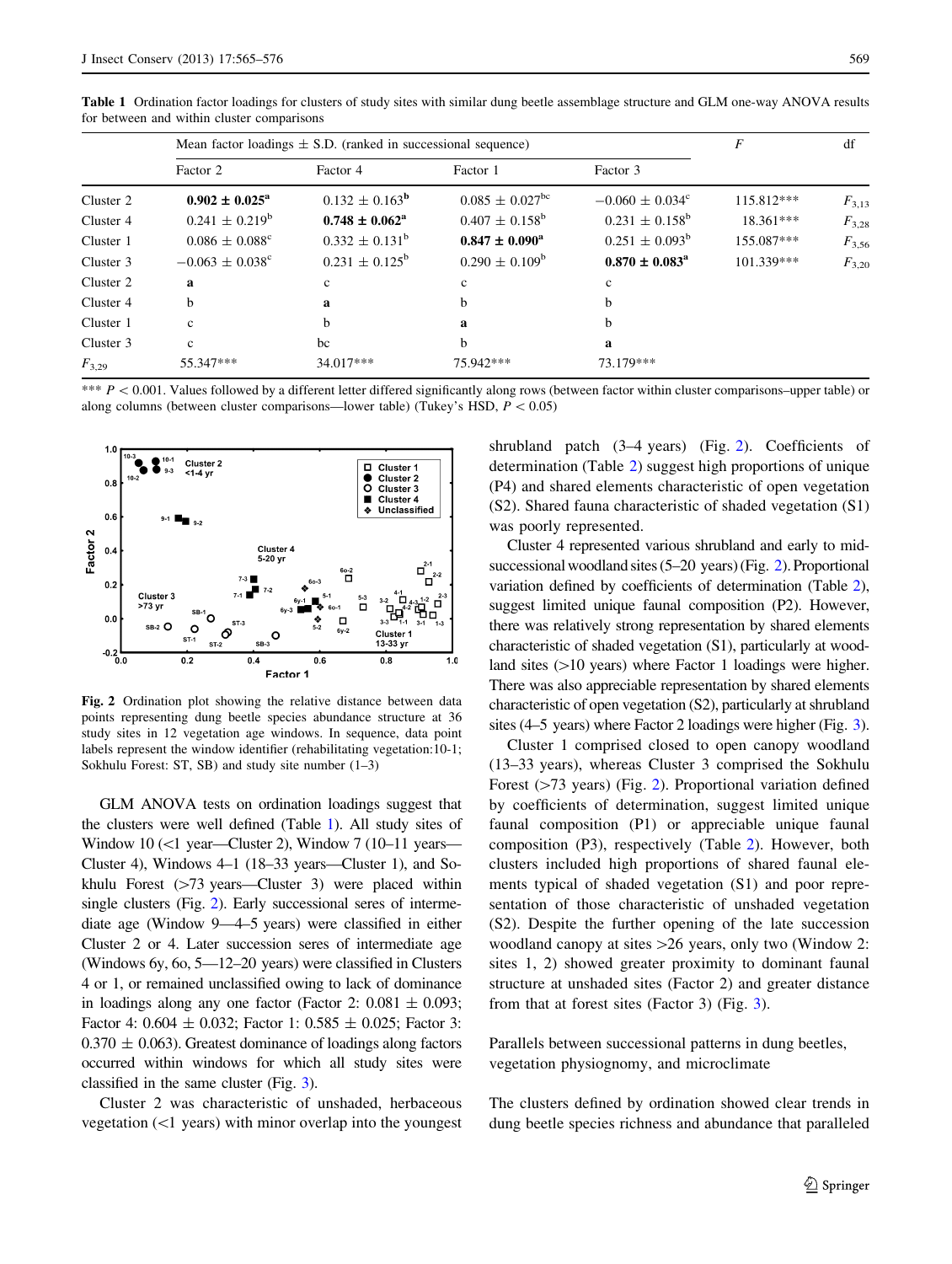**Table 1** Ordination factor loadings for clusters of study sites with similar dung beetle assemblage structure and GLM one-way ANOVA results for between and within cluster comparisons

| | Mean factor loadings ± S.D. (ranked in successional sequence) | | | | $F$ | df |
|---|---|---|---|---|---|---|
| | Factor 2 | Factor 4 | Factor 1 | Factor 3 | | |
| Cluster 2 | **0.902 ± 0.025**$^{a}$ | 0.132 ± 0.163$^{b}$ | 0.085 ± 0.027$^{bc}$ | −0.060 ± 0.034$^{c}$ | 115.812*** | $F_{3,13}$ |
| Cluster 4 | 0.241 ± 0.219$^{b}$ | **0.748 ± 0.062**$^{a}$ | 0.407 ± 0.158$^{b}$ | 0.231 ± 0.158$^{b}$ | 18.361*** | $F_{3,28}$ |
| Cluster 1 | 0.086 ± 0.088$^{c}$ | 0.332 ± 0.131$^{b}$ | **0.847 ± 0.090**$^{a}$ | 0.251 ± 0.093$^{b}$ | 155.087*** | $F_{3,56}$ |
| Cluster 3 | −0.063 ± 0.038$^{c}$ | 0.231 ± 0.125$^{b}$ | 0.290 ± 0.109$^{b}$ | **0.870 ± 0.083**$^{a}$ | 101.339*** | $F_{3,20}$ |
| Cluster 2 | **a** | c | c | c | | |
| Cluster 4 | b | **a** | b | b | | |
| Cluster 1 | c | b | **a** | b | | |
| Cluster 3 | c | bc | b | **a** | | |
| $F_{3,29}$ | 55.347*** | 34.017*** | 75.942*** | 73.179*** | | |

*** $P < 0.001$. Values followed by a different letter differed significantly along rows (between factor within cluster comparisons–upper table) or along columns (between cluster comparisons—lower table) (Tukey's HSD, $P < 0.05$)

**Fig. 2** Ordination plot showing the relative distance between data points representing dung beetle species abundance structure at 36 study sites in 12 vegetation age windows. In sequence, data point labels represent the window identifier (rehabilitating vegetation:10-1; Sokhulu Forest: ST, SB) and study site number (1–3)

GLM ANOVA tests on ordination loadings suggest that the clusters were well defined (Table 1). All study sites of Window 10 (<1 year—Cluster 2), Window 7 (10–11 years—Cluster 4), Windows 4–1 (18–33 years—Cluster 1), and Sokhulu Forest (>73 years—Cluster 3) were placed within single clusters (Fig. 2). Early successional seres of intermediate age (Window 9—4–5 years) were classified in either Cluster 2 or 4. Later succession seres of intermediate age (Windows 6y, 6o, 5—12–20 years) were classified in Clusters 4 or 1, or remained unclassified owing to lack of dominance in loadings along any one factor (Factor 2: 0.081 ± 0.093; Factor 4: 0.604 ± 0.032; Factor 1: 0.585 ± 0.025; Factor 3: 0.370 ± 0.063). Greatest dominance of loadings along factors occurred within windows for which all study sites were classified in the same cluster (Fig. 3).

Cluster 2 was characteristic of unshaded, herbaceous vegetation (<1 years) with minor overlap into the youngest shrubland patch (3–4 years) (Fig. 2). Coefficients of determination (Table 2) suggest high proportions of unique (P4) and shared elements characteristic of open vegetation (S2). Shared fauna characteristic of shaded vegetation (S1) was poorly represented.

Cluster 4 represented various shrubland and early to mid-successional woodland sites (5–20 years) (Fig. 2). Proportional variation defined by coefficients of determination (Table 2), suggest limited unique faunal composition (P2). However, there was relatively strong representation by shared elements characteristic of shaded vegetation (S1), particularly at woodland sites (>10 years) where Factor 1 loadings were higher. There was also appreciable representation by shared elements characteristic of open vegetation (S2), particularly at shrubland sites (4–5 years) where Factor 2 loadings were higher (Fig. 3).

Cluster 1 comprised closed to open canopy woodland (13–33 years), whereas Cluster 3 comprised the Sokhulu Forest (>73 years) (Fig. 2). Proportional variation defined by coefficients of determination, suggest limited unique faunal composition (P1) or appreciable unique faunal composition (P3), respectively (Table 2). However, both clusters included high proportions of shared faunal elements typical of shaded vegetation (S1) and poor representation of those characteristic of unshaded vegetation (S2). Despite the further opening of the late succession woodland canopy at sites >26 years, only two (Window 2: sites 1, 2) showed greater proximity to dominant faunal structure at unshaded sites (Factor 2) and greater distance from that at forest sites (Factor 3) (Fig. 3).

### Parallels between successional patterns in dung beetles, vegetation physiognomy, and microclimate

The clusters defined by ordination showed clear trends in dung beetle species richness and abundance that paralleled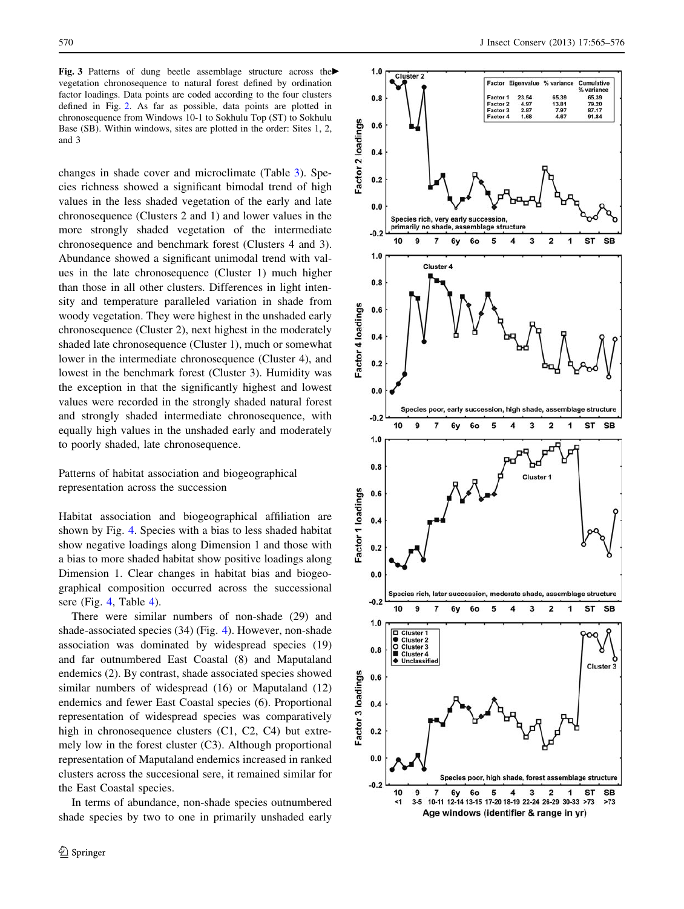**Fig. 3** Patterns of dung beetle assemblage structure across the vegetation chronosequence to natural forest defined by ordination factor loadings. Data points are coded according to the four clusters defined in Fig. 2. As far as possible, data points are plotted in chronosequence from Windows 10-1 to Sokhulu Top (ST) to Sokhulu Base (SB). Within windows, sites are plotted in the order: Sites 1, 2, and 3

changes in shade cover and microclimate (Table 3). Species richness showed a significant bimodal trend of high values in the less shaded vegetation of the early and late chronosequence (Clusters 2 and 1) and lower values in the more strongly shaded vegetation of the intermediate chronosequence and benchmark forest (Clusters 4 and 3). Abundance showed a significant unimodal trend with values in the late chronosequence (Cluster 1) much higher than those in all other clusters. Differences in light intensity and temperature paralleled variation in shade from woody vegetation. They were highest in the unshaded early chronosequence (Cluster 2), next highest in the moderately shaded late chronosequence (Cluster 1), much or somewhat lower in the intermediate chronosequence (Cluster 4), and lowest in the benchmark forest (Cluster 3). Humidity was the exception in that the significantly highest and lowest values were recorded in the strongly shaded natural forest and strongly shaded intermediate chronosequence, with equally high values in the unshaded early and moderately to poorly shaded, late chronosequence.

## Patterns of habitat association and biogeographical representation across the succession

Habitat association and biogeographical affiliation are shown by Fig. 4. Species with a bias to less shaded habitat show negative loadings along Dimension 1 and those with a bias to more shaded habitat show positive loadings along Dimension 1. Clear changes in habitat bias and biogeographical composition occurred across the successional sere (Fig. 4, Table 4).

There were similar numbers of non-shade (29) and shade-associated species (34) (Fig. 4). However, non-shade association was dominated by widespread species (19) and far outnumbered East Coastal (8) and Maputaland endemics (2). By contrast, shade associated species showed similar numbers of widespread (16) or Maputaland (12) endemics and fewer East Coastal species (6). Proportional representation of widespread species was comparatively high in chronosequence clusters (C1, C2, C4) but extremely low in the forest cluster (C3). Although proportional representation of Maputaland endemics increased in ranked clusters across the succesional sere, it remained similar for the East Coastal species.

In terms of abundance, non-shade species outnumbered shade species by two to one in primarily unshaded early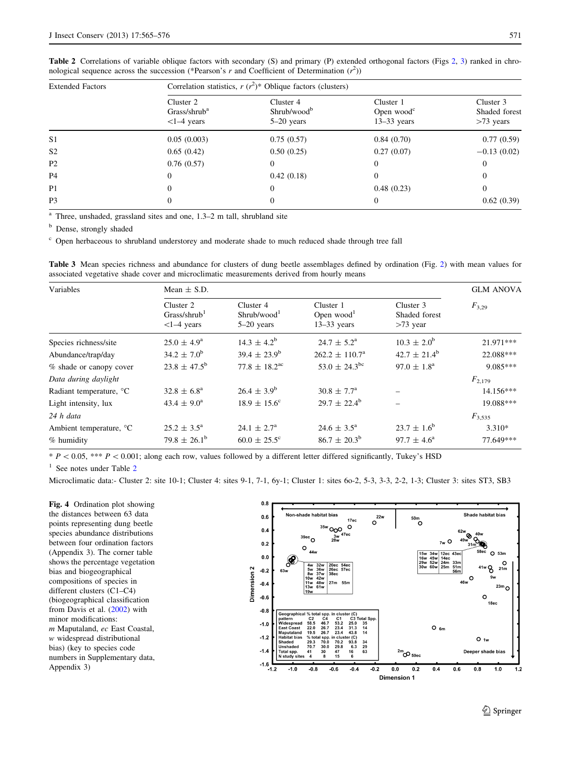**Table 2** Correlations of variable oblique factors with secondary (S) and primary (P) extended orthogonal factors (Figs 2, 3) ranked in chronological sequence across the succession (*Pearson's $r$ and Coefficient of Determination ($r^2$))

| Extended Factors | Correlation statistics, $r$ ($r^2$)* Oblique factors (clusters) | | | |
|---|---|---|---|---|
| | Cluster 2 Grass/shrub[a] <1–4 years | Cluster 4 Shrub/wood[b] 5–20 years | Cluster 1 Open wood[c] 13–33 years | Cluster 3 Shaded forest >73 years |
| S1 | 0.05 (0.003) | 0.75 (0.57) | 0.84 (0.70) | 0.77 (0.59) |
| S2 | 0.65 (0.42) | 0.50 (0.25) | 0.27 (0.07) | −0.13 (0.02) |
| P2 | 0.76 (0.57) | 0 | 0 | 0 |
| P4 | 0 | 0.42 (0.18) | 0 | 0 |
| P1 | 0 | 0 | 0.48 (0.23) | 0 |
| P3 | 0 | 0 | 0 | 0.62 (0.39) |

[a] Three, unshaded, grassland sites and one, 1.3–2 m tall, shrubland site

[b] Dense, strongly shaded

[c] Open herbaceous to shrubland understorey and moderate shade to much reduced shade through tree fall

**Table 3** Mean species richness and abundance for clusters of dung beetle assemblages defined by ordination (Fig. 2) with mean values for associated vegetative shade cover and microclimatic measurements derived from hourly means

| Variables | Mean ± S.D. | | | | GLM ANOVA |
|---|---|---|---|---|---|
| | Cluster 2 Grass/shrub[1] <1–4 years | Cluster 4 Shrub/wood[1] 5–20 years | Cluster 1 Open wood[1] 13–33 years | Cluster 3 Shaded forest >73 year | $F_{3,29}$ |
| Species richness/site | 25.0 ± 4.9[a] | 14.3 ± 4.2[b] | 24.7 ± 5.2[a] | 10.3 ± 2.0[b] | 21.971*** |
| Abundance/trap/day | 34.2 ± 7.0[b] | 39.4 ± 23.9[b] | 262.2 ± 110.7[a] | 42.7 ± 21.4[b] | 22.088*** |
| % shade or canopy cover | 23.8 ± 47.5[b] | 77.8 ± 18.2[ac] | 53.0 ± 24.3[bc] | 97.0 ± 1.8[a] | 9.085*** |
| *Data during daylight* | | | | | $F_{2,179}$ |
| Radiant temperature, °C | 32.8 ± 6.8[a] | 26.4 ± 3.9[b] | 30.8 ± 7.7[a] | – | 14.156*** |
| Light intensity, lux | 43.4 ± 9.0[a] | 18.9 ± 15.6[c] | 29.7 ± 22.4[b] | – | 19.088*** |
| *24 h data* | | | | | $F_{3,535}$ |
| Ambient temperature, °C | 25.2 ± 3.5[a] | 24.1 ± 2.7[a] | 24.6 ± 3.5[a] | 23.7 ± 1.6[b] | 3.310* |
| % humidity | 79.8 ± 26.1[b] | 60.0 ± 25.5[c] | 86.7 ± 20.3[b] | 97.7 ± 4.6[a] | 77.649*** |

* $P < 0.05$, *** $P < 0.001$; along each row, values followed by a different letter differed significantly, Tukey's HSD

[1] See notes under Table 2

Microclimatic data:- Cluster 2: site 10-1; Cluster 4: sites 9-1, 7-1, 6y-1; Cluster 1: sites 6o-2, 5-3, 3-3, 2-2, 1-3; Cluster 3: sites ST3, SB3

**Fig. 4** Ordination plot showing the distances between 63 data points representing dung beetle species abundance distributions between four ordination factors (Appendix 3). The corner table shows the percentage vegetation bias and biogeographical compositions of species in different clusters (C1–C4) (biogeographical classification from Davis et al. (2002) with minor modifications: *m* Maputaland, *ec* East Coastal, *w* widespread distributional bias) (key to species code numbers in Supplementary data, Appendix 3)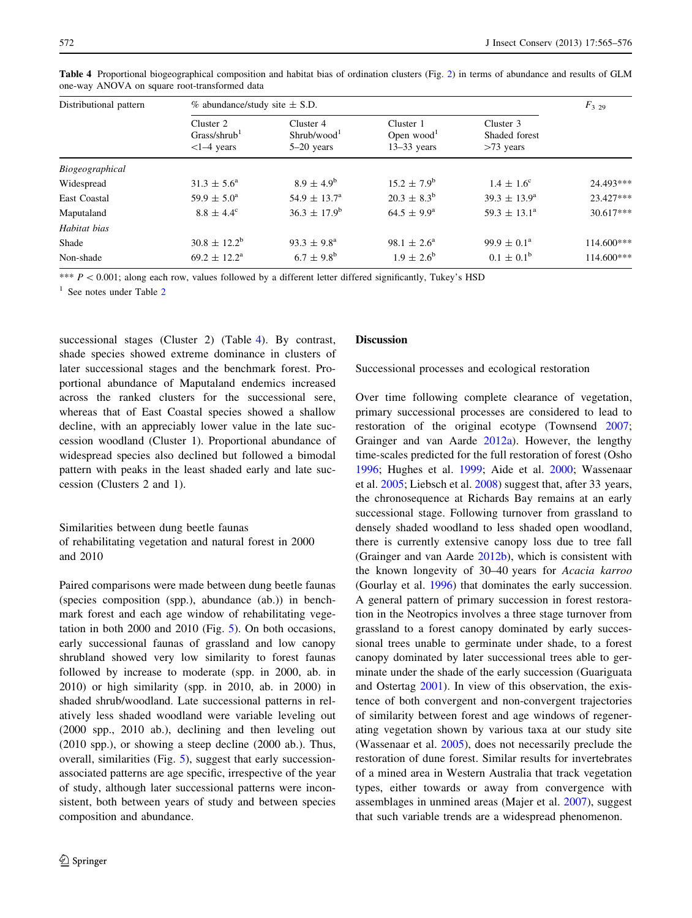**Table 4** Proportional biogeographical composition and habitat bias of ordination clusters (Fig. 2) in terms of abundance and results of GLM one-way ANOVA on square root-transformed data

| Distributional pattern | % abundance/study site ± S.D. | | | | $F_{3\ 29}$ |
|---|---|---|---|---|---|
| | Cluster 2 Grass/shrub[1] <1–4 years | Cluster 4 Shrub/wood[1] 5–20 years | Cluster 1 Open wood[1] 13–33 years | Cluster 3 Shaded forest >73 years | |
| *Biogeographical* | | | | | |
| Widespread | 31.3 ± 5.6[a] | 8.9 ± 4.9[b] | 15.2 ± 7.9[b] | 1.4 ± 1.6[c] | 24.493*** |
| East Coastal | 59.9 ± 5.0[a] | 54.9 ± 13.7[a] | 20.3 ± 8.3[b] | 39.3 ± 13.9[a] | 23.427*** |
| Maputaland | 8.8 ± 4.4[c] | 36.3 ± 17.9[b] | 64.5 ± 9.9[a] | 59.3 ± 13.1[a] | 30.617*** |
| *Habitat bias* | | | | | |
| Shade | 30.8 ± 12.2[b] | 93.3 ± 9.8[a] | 98.1 ± 2.6[a] | 99.9 ± 0.1[a] | 114.600*** |
| Non-shade | 69.2 ± 12.2[a] | 6.7 ± 9.8[b] | 1.9 ± 2.6[b] | 0.1 ± 0.1[b] | 114.600*** |

\*\*\* $P < 0.001$; along each row, values followed by a different letter differed significantly, Tukey's HSD

[1] See notes under Table 2

successional stages (Cluster 2) (Table 4). By contrast, shade species showed extreme dominance in clusters of later successional stages and the benchmark forest. Proportional abundance of Maputaland endemics increased across the ranked clusters for the successional sere, whereas that of East Coastal species showed a shallow decline, with an appreciably lower value in the late succession woodland (Cluster 1). Proportional abundance of widespread species also declined but followed a bimodal pattern with peaks in the least shaded early and late succession (Clusters 2 and 1).

### Similarities between dung beetle faunas of rehabilitating vegetation and natural forest in 2000 and 2010

Paired comparisons were made between dung beetle faunas (species composition (spp.), abundance (ab.)) in benchmark forest and each age window of rehabilitating vegetation in both 2000 and 2010 (Fig. 5). On both occasions, early successional faunas of grassland and low canopy shrubland showed very low similarity to forest faunas followed by increase to moderate (spp. in 2000, ab. in 2010) or high similarity (spp. in 2010, ab. in 2000) in shaded shrub/woodland. Late successional patterns in relatively less shaded woodland were variable leveling out (2000 spp., 2010 ab.), declining and then leveling out (2010 spp.), or showing a steep decline (2000 ab.). Thus, overall, similarities (Fig. 5), suggest that early succession-associated patterns are age specific, irrespective of the year of study, although later successional patterns were inconsistent, both between years of study and between species composition and abundance.

## Discussion

### Successional processes and ecological restoration

Over time following complete clearance of vegetation, primary successional processes are considered to lead to restoration of the original ecotype (Townsend 2007; Grainger and van Aarde 2012a). However, the lengthy time-scales predicted for the full restoration of forest (Osho 1996; Hughes et al. 1999; Aide et al. 2000; Wassenaar et al. 2005; Liebsch et al. 2008) suggest that, after 33 years, the chronosequence at Richards Bay remains at an early successional stage. Following turnover from grassland to densely shaded woodland to less shaded open woodland, there is currently extensive canopy loss due to tree fall (Grainger and van Aarde 2012b), which is consistent with the known longevity of 30–40 years for *Acacia karroo* (Gourlay et al. 1996) that dominates the early succession. A general pattern of primary succession in forest restoration in the Neotropics involves a three stage turnover from grassland to a forest canopy dominated by early successional trees unable to germinate under shade, to a forest canopy dominated by later successional trees able to germinate under the shade of the early succession (Guariguata and Ostertag 2001). In view of this observation, the existence of both convergent and non-convergent trajectories of similarity between forest and age windows of regenerating vegetation shown by various taxa at our study site (Wassenaar et al. 2005), does not necessarily preclude the restoration of dune forest. Similar results for invertebrates of a mined area in Western Australia that track vegetation types, either towards or away from convergence with assemblages in unmined areas (Majer et al. 2007), suggest that such variable trends are a widespread phenomenon.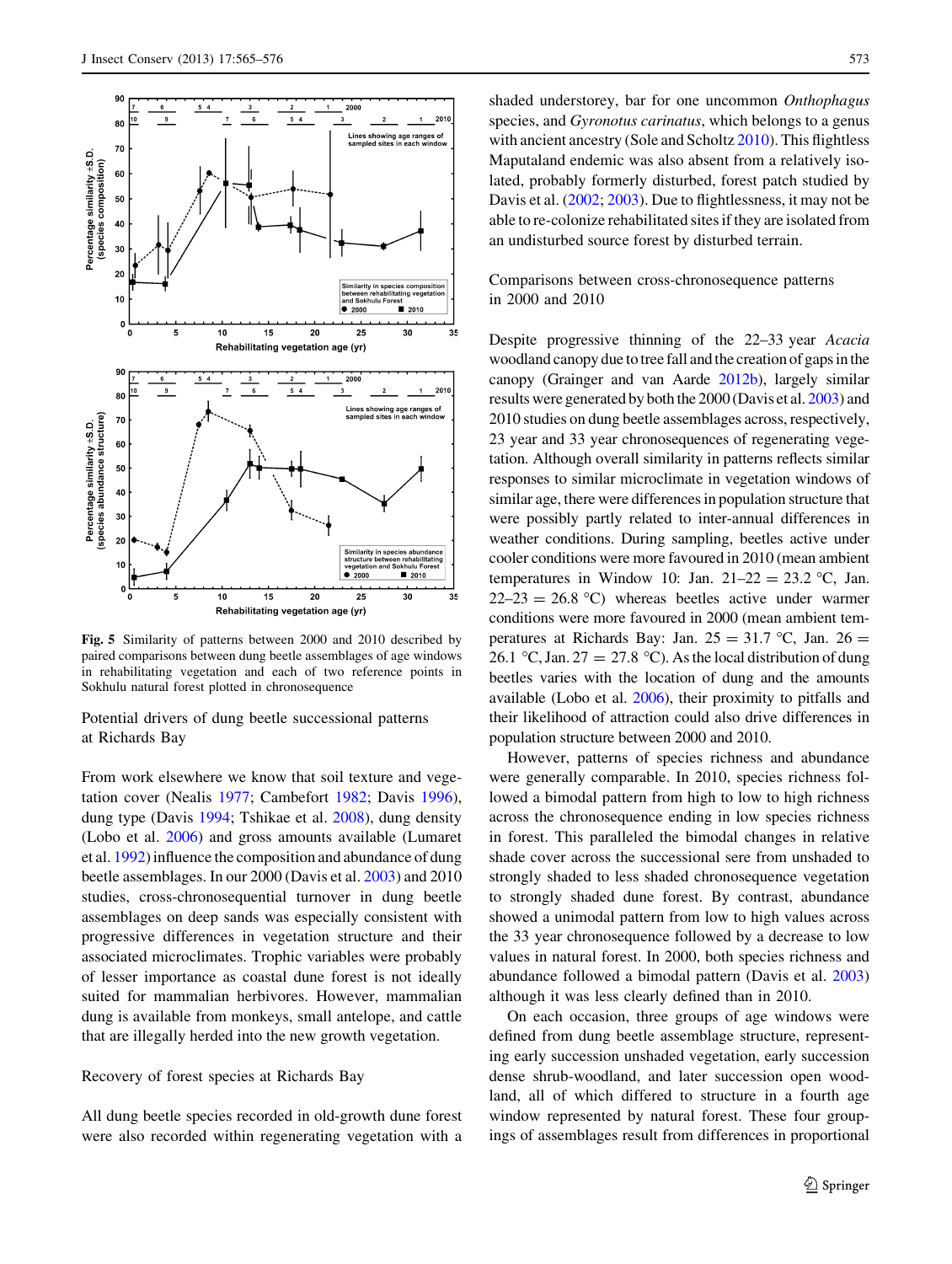Fig. 5 Similarity of patterns between 2000 and 2010 described by paired comparisons between dung beetle assemblages of age windows in rehabilitating vegetation and each of two reference points in Sokhulu natural forest plotted in chronosequence

### Potential drivers of dung beetle successional patterns at Richards Bay

From work elsewhere we know that soil texture and vegetation cover (Nealis 1977; Cambefort 1982; Davis 1996), dung type (Davis 1994; Tshikae et al. 2008), dung density (Lobo et al. 2006) and gross amounts available (Lumaret et al. 1992) influence the composition and abundance of dung beetle assemblages. In our 2000 (Davis et al. 2003) and 2010 studies, cross-chronosequential turnover in dung beetle assemblages on deep sands was especially consistent with progressive differences in vegetation structure and their associated microclimates. Trophic variables were probably of lesser importance as coastal dune forest is not ideally suited for mammalian herbivores. However, mammalian dung is available from monkeys, small antelope, and cattle that are illegally herded into the new growth vegetation.

### Recovery of forest species at Richards Bay

All dung beetle species recorded in old-growth dune forest were also recorded within regenerating vegetation with a shaded understorey, bar for one uncommon *Onthophagus* species, and *Gyronotus carinatus*, which belongs to a genus with ancient ancestry (Sole and Scholtz 2010). This flightless Maputaland endemic was also absent from a relatively isolated, probably formerly disturbed, forest patch studied by Davis et al. (2002; 2003). Due to flightlessness, it may not be able to re-colonize rehabilitated sites if they are isolated from an undisturbed source forest by disturbed terrain.

### Comparisons between cross-chronosequence patterns in 2000 and 2010

Despite progressive thinning of the 22–33 year *Acacia* woodland canopy due to tree fall and the creation of gaps in the canopy (Grainger and van Aarde 2012b), largely similar results were generated by both the 2000 (Davis et al. 2003) and 2010 studies on dung beetle assemblages across, respectively, 23 year and 33 year chronosequences of regenerating vegetation. Although overall similarity in patterns reflects similar responses to similar microclimate in vegetation windows of similar age, there were differences in population structure that were possibly partly related to inter-annual differences in weather conditions. During sampling, beetles active under cooler conditions were more favoured in 2010 (mean ambient temperatures in Window 10: Jan. 21–22 = 23.2 °C, Jan. 22–23 = 26.8 °C) whereas beetles active under warmer conditions were more favoured in 2000 (mean ambient temperatures at Richards Bay: Jan. 25 = 31.7 °C, Jan. 26 = 26.1 °C, Jan. 27 = 27.8 °C). As the local distribution of dung beetles varies with the location of dung and the amounts available (Lobo et al. 2006), their proximity to pitfalls and their likelihood of attraction could also drive differences in population structure between 2000 and 2010.

However, patterns of species richness and abundance were generally comparable. In 2010, species richness followed a bimodal pattern from high to low to high richness across the chronosequence ending in low species richness in forest. This paralleled the bimodal changes in relative shade cover across the successional sere from unshaded to strongly shaded to less shaded chronosequence vegetation to strongly shaded dune forest. By contrast, abundance showed a unimodal pattern from low to high values across the 33 year chronosequence followed by a decrease to low values in natural forest. In 2000, both species richness and abundance followed a bimodal pattern (Davis et al. 2003) although it was less clearly defined than in 2010.

On each occasion, three groups of age windows were defined from dung beetle assemblage structure, representing early succession unshaded vegetation, early succession dense shrub-woodland, and later succession open woodland, all of which differed to structure in a fourth age window represented by natural forest. These four groupings of assemblages result from differences in proportional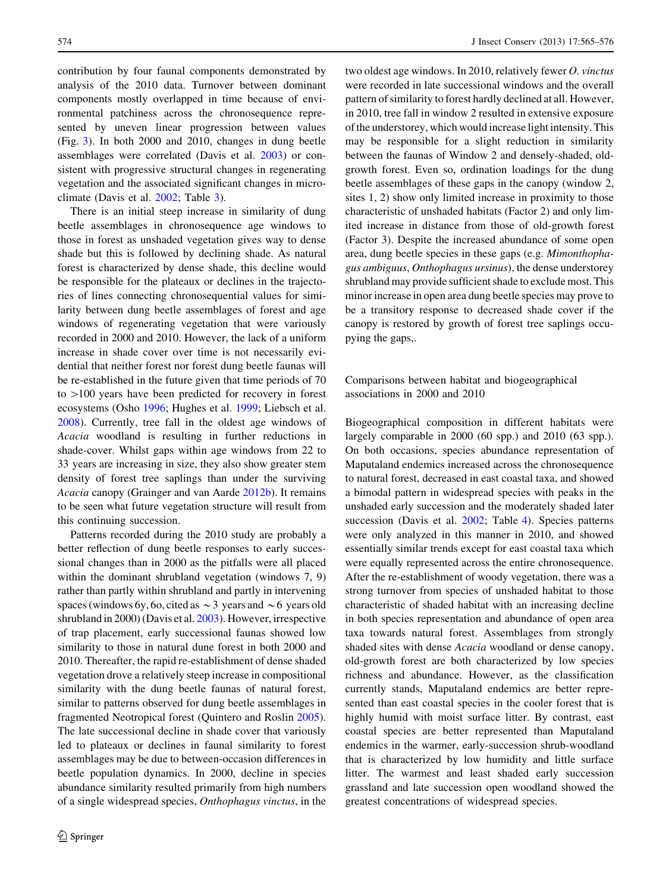contribution by four faunal components demonstrated by analysis of the 2010 data. Turnover between dominant components mostly overlapped in time because of environmental patchiness across the chronosequence represented by uneven linear progression between values (Fig. 3). In both 2000 and 2010, changes in dung beetle assemblages were correlated (Davis et al. 2003) or consistent with progressive structural changes in regenerating vegetation and the associated significant changes in microclimate (Davis et al. 2002; Table 3).

There is an initial steep increase in similarity of dung beetle assemblages in chronosequence age windows to those in forest as unshaded vegetation gives way to dense shade but this is followed by declining shade. As natural forest is characterized by dense shade, this decline would be responsible for the plateaux or declines in the trajectories of lines connecting chronosequential values for similarity between dung beetle assemblages of forest and age windows of regenerating vegetation that were variously recorded in 2000 and 2010. However, the lack of a uniform increase in shade cover over time is not necessarily evidential that neither forest nor forest dung beetle faunas will be re-established in the future given that time periods of 70 to >100 years have been predicted for recovery in forest ecosystems (Osho 1996; Hughes et al. 1999; Liebsch et al. 2008). Currently, tree fall in the oldest age windows of *Acacia* woodland is resulting in further reductions in shade-cover. Whilst gaps within age windows from 22 to 33 years are increasing in size, they also show greater stem density of forest tree saplings than under the surviving *Acacia* canopy (Grainger and van Aarde 2012b). It remains to be seen what future vegetation structure will result from this continuing succession.

Patterns recorded during the 2010 study are probably a better reflection of dung beetle responses to early successional changes than in 2000 as the pitfalls were all placed within the dominant shrubland vegetation (windows 7, 9) rather than partly within shrubland and partly in intervening spaces (windows 6y, 6o, cited as ~3 years and ~6 years old shrubland in 2000) (Davis et al. 2003). However, irrespective of trap placement, early successional faunas showed low similarity to those in natural dune forest in both 2000 and 2010. Thereafter, the rapid re-establishment of dense shaded vegetation drove a relatively steep increase in compositional similarity with the dung beetle faunas of natural forest, similar to patterns observed for dung beetle assemblages in fragmented Neotropical forest (Quintero and Roslin 2005). The late successional decline in shade cover that variously led to plateaux or declines in faunal similarity to forest assemblages may be due to between-occasion differences in beetle population dynamics. In 2000, decline in species abundance similarity resulted primarily from high numbers of a single widespread species, *Onthophagus vinctus*, in the two oldest age windows. In 2010, relatively fewer *O. vinctus* were recorded in late successional windows and the overall pattern of similarity to forest hardly declined at all. However, in 2010, tree fall in window 2 resulted in extensive exposure of the understorey, which would increase light intensity. This may be responsible for a slight reduction in similarity between the faunas of Window 2 and densely-shaded, old-growth forest. Even so, ordination loadings for the dung beetle assemblages of these gaps in the canopy (window 2, sites 1, 2) show only limited increase in proximity to those characteristic of unshaded habitats (Factor 2) and only limited increase in distance from those of old-growth forest (Factor 3). Despite the increased abundance of some open area, dung beetle species in these gaps (e.g. *Mimonthophagus ambiguus*, *Onthophagus ursinus*), the dense understorey shrubland may provide sufficient shade to exclude most. This minor increase in open area dung beetle species may prove to be a transitory response to decreased shade cover if the canopy is restored by growth of forest tree saplings occupying the gaps,.

## Comparisons between habitat and biogeographical associations in 2000 and 2010

Biogeographical composition in different habitats were largely comparable in 2000 (60 spp.) and 2010 (63 spp.). On both occasions, species abundance representation of Maputaland endemics increased across the chronosequence to natural forest, decreased in east coastal taxa, and showed a bimodal pattern in widespread species with peaks in the unshaded early succession and the moderately shaded later succession (Davis et al. 2002; Table 4). Species patterns were only analyzed in this manner in 2010, and showed essentially similar trends except for east coastal taxa which were equally represented across the entire chronosequence. After the re-establishment of woody vegetation, there was a strong turnover from species of unshaded habitat to those characteristic of shaded habitat with an increasing decline in both species representation and abundance of open area taxa towards natural forest. Assemblages from strongly shaded sites with dense *Acacia* woodland or dense canopy, old-growth forest are both characterized by low species richness and abundance. However, as the classification currently stands, Maputaland endemics are better represented than east coastal species in the cooler forest that is highly humid with moist surface litter. By contrast, east coastal species are better represented than Maputaland endemics in the warmer, early-succession shrub-woodland that is characterized by low humidity and little surface litter. The warmest and least shaded early succession grassland and late succession open woodland showed the greatest concentrations of widespread species.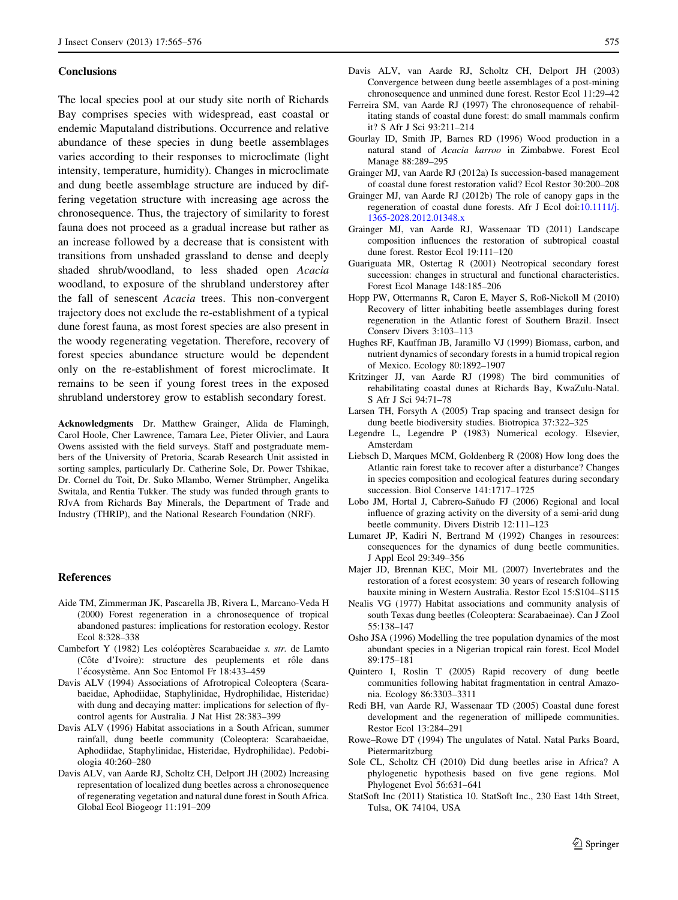## Conclusions

The local species pool at our study site north of Richards Bay comprises species with widespread, east coastal or endemic Maputaland distributions. Occurrence and relative abundance of these species in dung beetle assemblages varies according to their responses to microclimate (light intensity, temperature, humidity). Changes in microclimate and dung beetle assemblage structure are induced by differing vegetation structure with increasing age across the chronosequence. Thus, the trajectory of similarity to forest fauna does not proceed as a gradual increase but rather as an increase followed by a decrease that is consistent with transitions from unshaded grassland to dense and deeply shaded shrub/woodland, to less shaded open *Acacia* woodland, to exposure of the shrubland understorey after the fall of senescent *Acacia* trees. This non-convergent trajectory does not exclude the re-establishment of a typical dune forest fauna, as most forest species are also present in the woody regenerating vegetation. Therefore, recovery of forest species abundance structure would be dependent only on the re-establishment of forest microclimate. It remains to be seen if young forest trees in the exposed shrubland understorey grow to establish secondary forest.

**Acknowledgments** Dr. Matthew Grainger, Alida de Flamingh, Carol Hoole, Cher Lawrence, Tamara Lee, Pieter Olivier, and Laura Owens assisted with the field surveys. Staff and postgraduate members of the University of Pretoria, Scarab Research Unit assisted in sorting samples, particularly Dr. Catherine Sole, Dr. Power Tshikae, Dr. Cornel du Toit, Dr. Suko Mlambo, Werner Strümpher, Angelika Switala, and Rentia Tukker. The study was funded through grants to RJvA from Richards Bay Minerals, the Department of Trade and Industry (THRIP), and the National Research Foundation (NRF).

## References

Aide TM, Zimmerman JK, Pascarella JB, Rivera L, Marcano-Veda H (2000) Forest regeneration in a chronosequence of tropical abandoned pastures: implications for restoration ecology. Restor Ecol 8:328–338

Cambefort Y (1982) Les coléoptères Scarabaeidae *s. str.* de Lamto (Côte d'Ivoire): structure des peuplements et rôle dans l'écosystème. Ann Soc Entomol Fr 18:433–459

Davis ALV (1994) Associations of Afrotropical Coleoptera (Scarabaeidae, Aphodiidae, Staphylinidae, Hydrophilidae, Histeridae) with dung and decaying matter: implications for selection of fly-control agents for Australia. J Nat Hist 28:383–399

Davis ALV (1996) Habitat associations in a South African, summer rainfall, dung beetle community (Coleoptera: Scarabaeidae, Aphodiidae, Staphylinidae, Histeridae, Hydrophilidae). Pedobiologia 40:260–280

Davis ALV, van Aarde RJ, Scholtz CH, Delport JH (2002) Increasing representation of localized dung beetles across a chronosequence of regenerating vegetation and natural dune forest in South Africa. Global Ecol Biogeogr 11:191–209

Davis ALV, van Aarde RJ, Scholtz CH, Delport JH (2003) Convergence between dung beetle assemblages of a post-mining chronosequence and unmined dune forest. Restor Ecol 11:29–42

Ferreira SM, van Aarde RJ (1997) The chronosequence of rehabilitating stands of coastal dune forest: do small mammals confirm it? S Afr J Sci 93:211–214

Gourlay ID, Smith JP, Barnes RD (1996) Wood production in a natural stand of *Acacia karroo* in Zimbabwe. Forest Ecol Manage 88:289–295

Grainger MJ, van Aarde RJ (2012a) Is succession-based management of coastal dune forest restoration valid? Ecol Restor 30:200–208

Grainger MJ, van Aarde RJ (2012b) The role of canopy gaps in the regeneration of coastal dune forests. Afr J Ecol doi:10.1111/j.1365-2028.2012.01348.x

Grainger MJ, van Aarde RJ, Wassenaar TD (2011) Landscape composition influences the restoration of subtropical coastal dune forest. Restor Ecol 19:111–120

Guariguata MR, Ostertag R (2001) Neotropical secondary forest succession: changes in structural and functional characteristics. Forest Ecol Manage 148:185–206

Hopp PW, Ottermanns R, Caron E, Mayer S, Roß-Nickoll M (2010) Recovery of litter inhabiting beetle assemblages during forest regeneration in the Atlantic forest of Southern Brazil. Insect Conserv Divers 3:103–113

Hughes RF, Kauffman JB, Jaramillo VJ (1999) Biomass, carbon, and nutrient dynamics of secondary forests in a humid tropical region of Mexico. Ecology 80:1892–1907

Kritzinger JJ, van Aarde RJ (1998) The bird communities of rehabilitating coastal dunes at Richards Bay, KwaZulu-Natal. S Afr J Sci 94:71–78

Larsen TH, Forsyth A (2005) Trap spacing and transect design for dung beetle biodiversity studies. Biotropica 37:322–325

Legendre L, Legendre P (1983) Numerical ecology. Elsevier, Amsterdam

Liebsch D, Marques MCM, Goldenberg R (2008) How long does the Atlantic rain forest take to recover after a disturbance? Changes in species composition and ecological features during secondary succession. Biol Conserve 141:1717–1725

Lobo JM, Hortal J, Cabrero-Sañudo FJ (2006) Regional and local influence of grazing activity on the diversity of a semi-arid dung beetle community. Divers Distrib 12:111–123

Lumaret JP, Kadiri N, Bertrand M (1992) Changes in resources: consequences for the dynamics of dung beetle communities. J Appl Ecol 29:349–356

Majer JD, Brennan KEC, Moir ML (2007) Invertebrates and the restoration of a forest ecosystem: 30 years of research following bauxite mining in Western Australia. Restor Ecol 15:S104–S115

Nealis VG (1977) Habitat associations and community analysis of south Texas dung beetles (Coleoptera: Scarabaeinae). Can J Zool 55:138–147

Osho JSA (1996) Modelling the tree population dynamics of the most abundant species in a Nigerian tropical rain forest. Ecol Model 89:175–181

Quintero I, Roslin T (2005) Rapid recovery of dung beetle communities following habitat fragmentation in central Amazonia. Ecology 86:3303–3311

Redi BH, van Aarde RJ, Wassenaar TD (2005) Coastal dune forest development and the regeneration of millipede communities. Restor Ecol 13:284–291

Rowe–Rowe DT (1994) The ungulates of Natal. Natal Parks Board, Pietermaritzburg

Sole CL, Scholtz CH (2010) Did dung beetles arise in Africa? A phylogenetic hypothesis based on five gene regions. Mol Phylogenet Evol 56:631–641

StatSoft Inc (2011) Statistica 10. StatSoft Inc., 230 East 14th Street, Tulsa, OK 74104, USA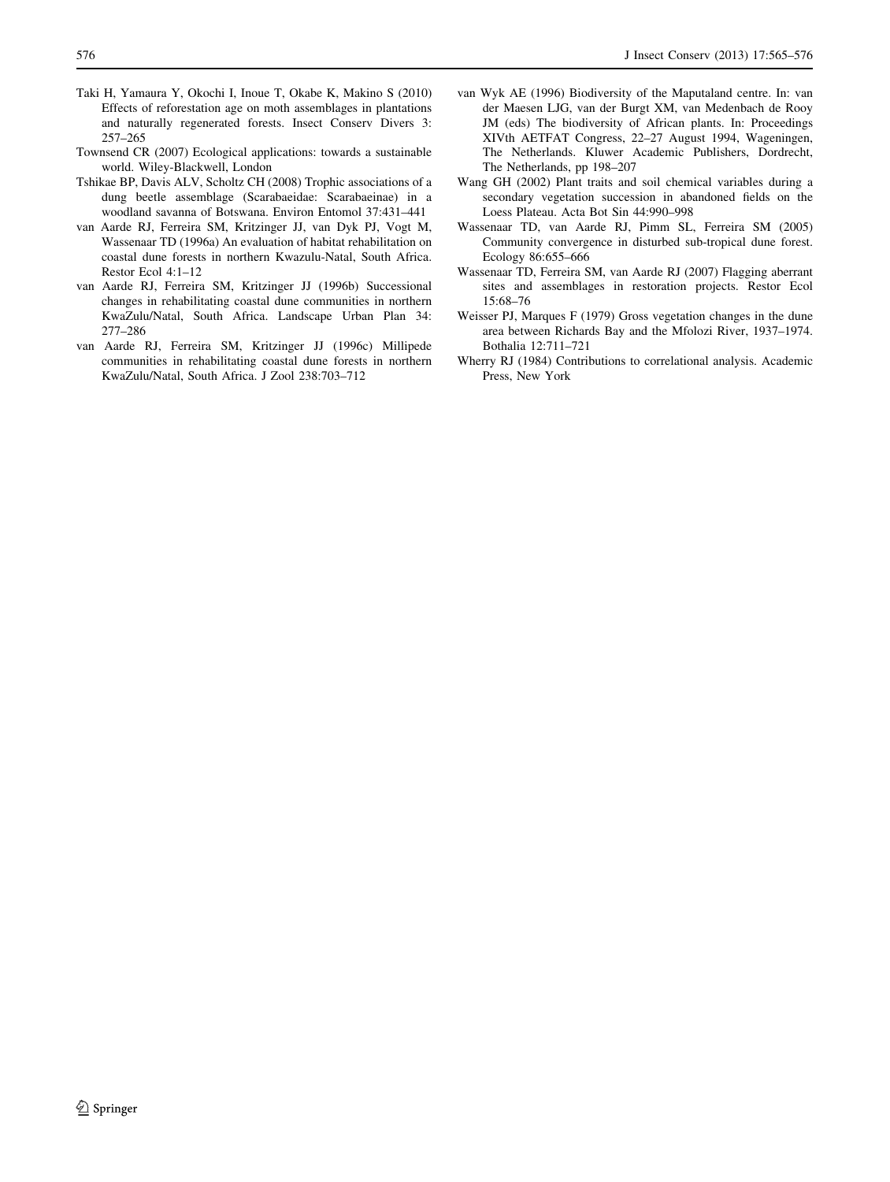Taki H, Yamaura Y, Okochi I, Inoue T, Okabe K, Makino S (2010) Effects of reforestation age on moth assemblages in plantations and naturally regenerated forests. Insect Conserv Divers 3: 257–265

Townsend CR (2007) Ecological applications: towards a sustainable world. Wiley-Blackwell, London

Tshikae BP, Davis ALV, Scholtz CH (2008) Trophic associations of a dung beetle assemblage (Scarabaeidae: Scarabaeinae) in a woodland savanna of Botswana. Environ Entomol 37:431–441

van Aarde RJ, Ferreira SM, Kritzinger JJ, van Dyk PJ, Vogt M, Wassenaar TD (1996a) An evaluation of habitat rehabilitation on coastal dune forests in northern Kwazulu-Natal, South Africa. Restor Ecol 4:1–12

van Aarde RJ, Ferreira SM, Kritzinger JJ (1996b) Successional changes in rehabilitating coastal dune communities in northern KwaZulu/Natal, South Africa. Landscape Urban Plan 34: 277–286

van Aarde RJ, Ferreira SM, Kritzinger JJ (1996c) Millipede communities in rehabilitating coastal dune forests in northern KwaZulu/Natal, South Africa. J Zool 238:703–712

van Wyk AE (1996) Biodiversity of the Maputaland centre. In: van der Maesen LJG, van der Burgt XM, van Medenbach de Rooy JM (eds) The biodiversity of African plants. In: Proceedings XIVth AETFAT Congress, 22–27 August 1994, Wageningen, The Netherlands. Kluwer Academic Publishers, Dordrecht, The Netherlands, pp 198–207

Wang GH (2002) Plant traits and soil chemical variables during a secondary vegetation succession in abandoned fields on the Loess Plateau. Acta Bot Sin 44:990–998

Wassenaar TD, van Aarde RJ, Pimm SL, Ferreira SM (2005) Community convergence in disturbed sub-tropical dune forest. Ecology 86:655–666

Wassenaar TD, Ferreira SM, van Aarde RJ (2007) Flagging aberrant sites and assemblages in restoration projects. Restor Ecol 15:68–76

Weisser PJ, Marques F (1979) Gross vegetation changes in the dune area between Richards Bay and the Mfolozi River, 1937–1974. Bothalia 12:711–721

Wherry RJ (1984) Contributions to correlational analysis. Academic Press, New York